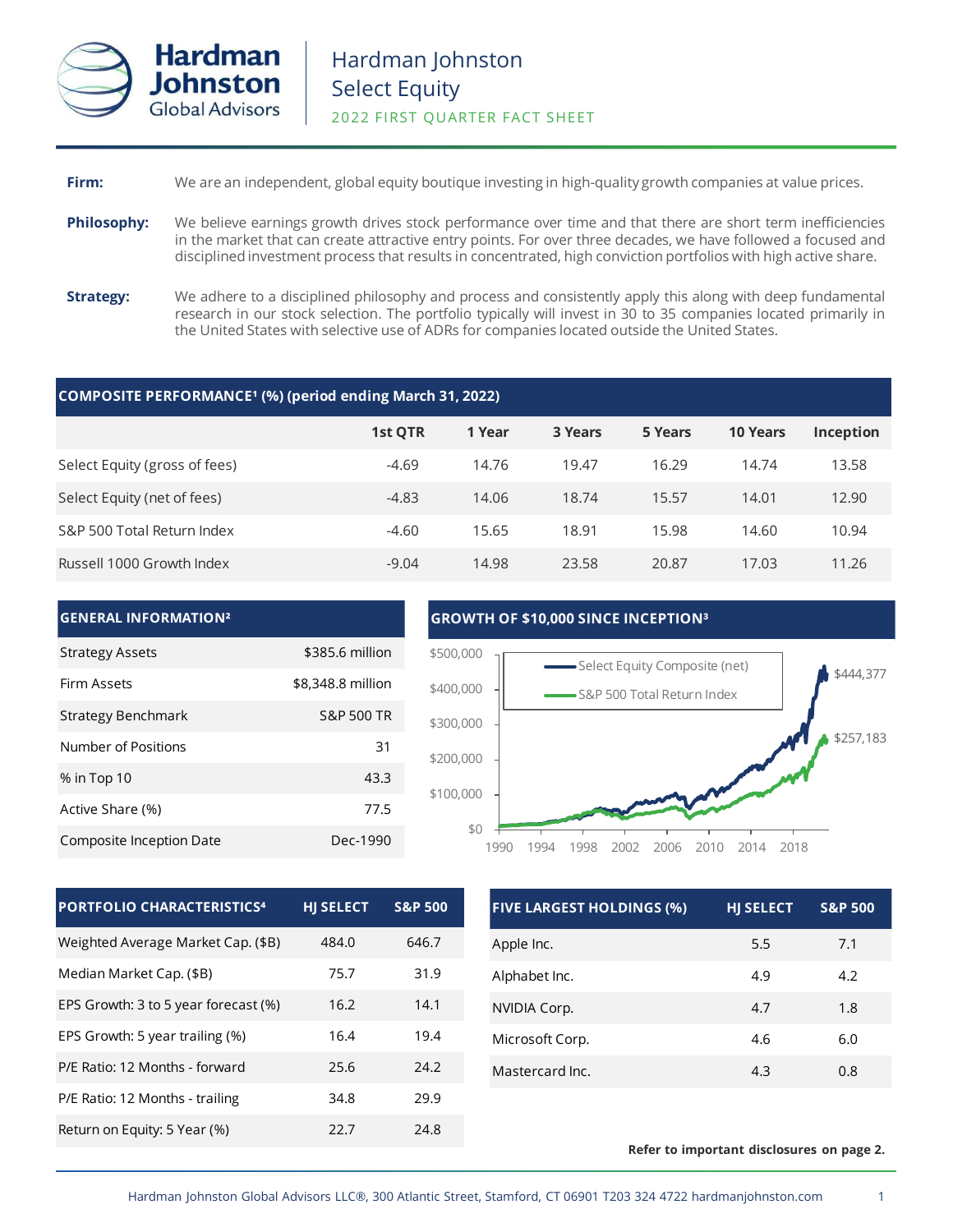# Hardman Johnston Select Equity

## 2022 FIRST QUARTER FACT SHEET

**Firm:** We are an independent, global equity boutique investing in high-quality growth companies at value prices.

**Philosophy:** We believe earnings growth drives stock performance over time and that there are short term inefficiencies in the market that can create attractive entry points. For over three decades, we have followed a focused and disciplined investment process that results in concentrated, high conviction portfolios with high active share.

**Strategy:** We adhere to a disciplined philosophy and process and consistently apply this along with deep fundamental research in our stock selection. The portfolio typically will invest in 30 to 35 companies located primarily in the United States with selective use of ADRs for companies located outside the United States.

### COMPOSITE PERFORMANCE[1] (%) (period ending March 31, 2022)

| | 1st QTR | 1 Year | 3 Years | 5 Years | 10 Years | Inception |
|---|---|---|---|---|---|---|
| Select Equity (gross of fees) | -4.69 | 14.76 | 19.47 | 16.29 | 14.74 | 13.58 |
| Select Equity (net of fees) | -4.83 | 14.06 | 18.74 | 15.57 | 14.01 | 12.90 |
| S&P 500 Total Return Index | -4.60 | 15.65 | 18.91 | 15.98 | 14.60 | 10.94 |
| Russell 1000 Growth Index | -9.04 | 14.98 | 23.58 | 20.87 | 17.03 | 11.26 |

### GENERAL INFORMATION[2]

| | |
|---|---|
| Strategy Assets | $385.6 million |
| Firm Assets | $8,348.8 million |
| Strategy Benchmark | S&P 500 TR |
| Number of Positions | 31 |
| % in Top 10 | 43.3 |
| Active Share (%) | 77.5 |
| Composite Inception Date | Dec-1990 |

### GROWTH OF $10,000 SINCE INCEPTION[3]

Select Equity Composite (net): $444,377

S&P 500 Total Return Index: $257,183

### PORTFOLIO CHARACTERISTICS[4]

| PORTFOLIO CHARACTERISTICS | HJ SELECT | S&P 500 |
|---|---|---|
| Weighted Average Market Cap. ($B) | 484.0 | 646.7 |
| Median Market Cap. ($B) | 75.7 | 31.9 |
| EPS Growth: 3 to 5 year forecast (%) | 16.2 | 14.1 |
| EPS Growth: 5 year trailing (%) | 16.4 | 19.4 |
| P/E Ratio: 12 Months - forward | 25.6 | 24.2 |
| P/E Ratio: 12 Months - trailing | 34.8 | 29.9 |
| Return on Equity: 5 Year (%) | 22.7 | 24.8 |

### FIVE LARGEST HOLDINGS (%)

| FIVE LARGEST HOLDINGS (%) | HJ SELECT | S&P 500 |
|---|---|---|
| Apple Inc. | 5.5 | 7.1 |
| Alphabet Inc. | 4.9 | 4.2 |
| NVIDIA Corp. | 4.7 | 1.8 |
| Microsoft Corp. | 4.6 | 6.0 |
| Mastercard Inc. | 4.3 | 0.8 |

**Refer to important disclosures on page 2.**

Hardman Johnston Global Advisors LLC®, 300 Atlantic Street, Stamford, CT 06901 T203 324 4722 hardmanjohnston.com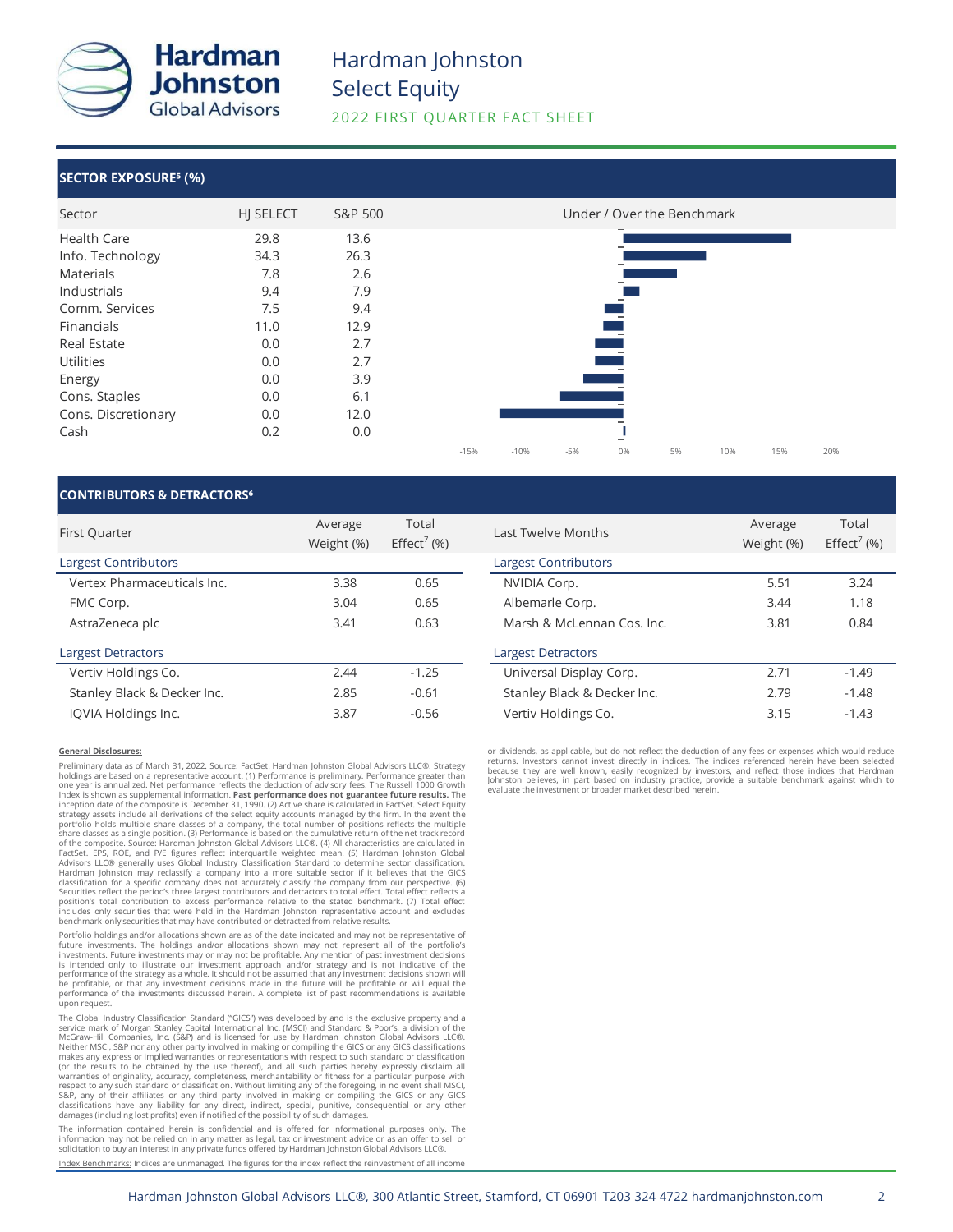# Hardman Johnston Select Equity

2022 FIRST QUARTER FACT SHEET

## SECTOR EXPOSURE[5] (%)

| Sector | HJ SELECT | S&P 500 |
|---|---|---|
| Health Care | 29.8 | 13.6 |
| Info. Technology | 34.3 | 26.3 |
| Materials | 7.8 | 2.6 |
| Industrials | 9.4 | 7.9 |
| Comm. Services | 7.5 | 9.4 |
| Financials | 11.0 | 12.9 |
| Real Estate | 0.0 | 2.7 |
| Utilities | 0.0 | 2.7 |
| Energy | 0.0 | 3.9 |
| Cons. Staples | 0.0 | 6.1 |
| Cons. Discretionary | 0.0 | 12.0 |
| Cash | 0.2 | 0.0 |

Under / Over the Benchmark

-15% -10% -5% 0% 5% 10% 15% 20%

## CONTRIBUTORS & DETRACTORS[6]

| First Quarter | Average Weight (%) | Total Effect[7] (%) |
|---|---|---|
| **Largest Contributors** | | |
| Vertex Pharmaceuticals Inc. | 3.38 | 0.65 |
| FMC Corp. | 3.04 | 0.65 |
| AstraZeneca plc | 3.41 | 0.63 |
| **Largest Detractors** | | |
| Vertiv Holdings Co. | 2.44 | -1.25 |
| Stanley Black & Decker Inc. | 2.85 | -0.61 |
| IQVIA Holdings Inc. | 3.87 | -0.56 |

| Last Twelve Months | Average Weight (%) | Total Effect[7] (%) |
|---|---|---|
| **Largest Contributors** | | |
| NVIDIA Corp. | 5.51 | 3.24 |
| Albemarle Corp. | 3.44 | 1.18 |
| Marsh & McLennan Cos. Inc. | 3.81 | 0.84 |
| **Largest Detractors** | | |
| Universal Display Corp. | 2.71 | -1.49 |
| Stanley Black & Decker Inc. | 2.79 | -1.48 |
| Vertiv Holdings Co. | 3.15 | -1.43 |

**General Disclosures:**

Preliminary data as of March 31, 2022. Source: FactSet. Hardman Johnston Global Advisors LLC®. Strategy holdings are based on a representative account. (1) Performance is preliminary. Performance greater than one year is annualized. Net performance reflects the deduction of advisory fees. The Russell 1000 Growth Index is shown as supplemental information. **Past performance does not guarantee future results.** The inception date of the composite is December 31, 1990. (2) Active share is calculated in FactSet. Select Equity strategy assets include all derivations of the select equity accounts managed by the firm. In the event the portfolio holds multiple share classes of a company, the total number of positions reflects the multiple share classes as a single position. (3) Performance is based on the cumulative return of the net track record of the composite. Source: Hardman Johnston Global Advisors LLC®. (4) All characteristics are calculated in FactSet. EPS, ROE, and P/E figures reflect interquartile weighted mean. (5) Hardman Johnston Global Advisors LLC® generally uses Global Industry Classification Standard to determine sector classification. Hardman Johnston may reclassify a company into a more suitable sector if it believes that the GICS classification for a specific company does not accurately classify the company from our perspective. (6) Securities reflect the period's three largest contributors and detractors to total effect. Total effect reflects a position's total contribution to excess performance relative to the stated benchmark. (7) Total effect includes only securities that were held in the Hardman Johnston representative account and excludes benchmark-only securities that may have contributed or detracted from relative results.

Portfolio holdings and/or allocations shown are as of the date indicated and may not be representative of future investments. The holdings and/or allocations shown may not represent all of the portfolio's investments. Future investments may or may not be profitable. Any mention of past investment decisions is intended only to illustrate our investment approach and/or strategy and is not indicative of the performance of the strategy as a whole. It should not be assumed that any investment decisions shown will be profitable, or that any investment decisions made in the future will be profitable or will equal the performance of the investments discussed herein. A complete list of past recommendations is available upon request.

The Global Industry Classification Standard ("GICS") was developed by and is the exclusive property and a service mark of Morgan Stanley Capital International Inc. (MSCI) and Standard & Poor's, a division of the McGraw-Hill Companies, Inc. (S&P) and is licensed for use by Hardman Johnston Global Advisors LLC®. Neither MSCI, S&P nor any other party involved in making or compiling the GICS or any GICS classifications makes any express or implied warranties or representations with respect to such standard or classification (or the results to be obtained by the use thereof), and all such parties hereby expressly disclaim all warranties of originality, accuracy, completeness, merchantability or fitness for a particular purpose with respect to any such standard or classification. Without limiting any of the foregoing, in no event shall MSCI, S&P, any of their affiliates or any third party involved in making or compiling the GICS or any GICS classifications have any liability for any direct, indirect, special, punitive, consequential or any other damages (including lost profits) even if notified of the possibility of such damages.

The information contained herein is confidential and is offered for informational purposes only. The information may not be relied on in any matter as legal, tax or investment advice or as an offer to sell or solicitation to buy an interest in any private funds offered by Hardman Johnston Global Advisors LLC®.

Index Benchmarks: Indices are unmanaged. The figures for the index reflect the reinvestment of all income or dividends, as applicable, but do not reflect the deduction of any fees or expenses which would reduce returns. Investors cannot invest directly in indices. The indices referenced herein have been selected because they are well known, easily recognized by investors, and reflect those indices that Hardman Johnston believes, in part based on industry practice, provide a suitable benchmark against which to evaluate the investment or broader market described herein.

Hardman Johnston Global Advisors LLC®, 300 Atlantic Street, Stamford, CT 06901 T203 324 4722 hardmanjohnston.com